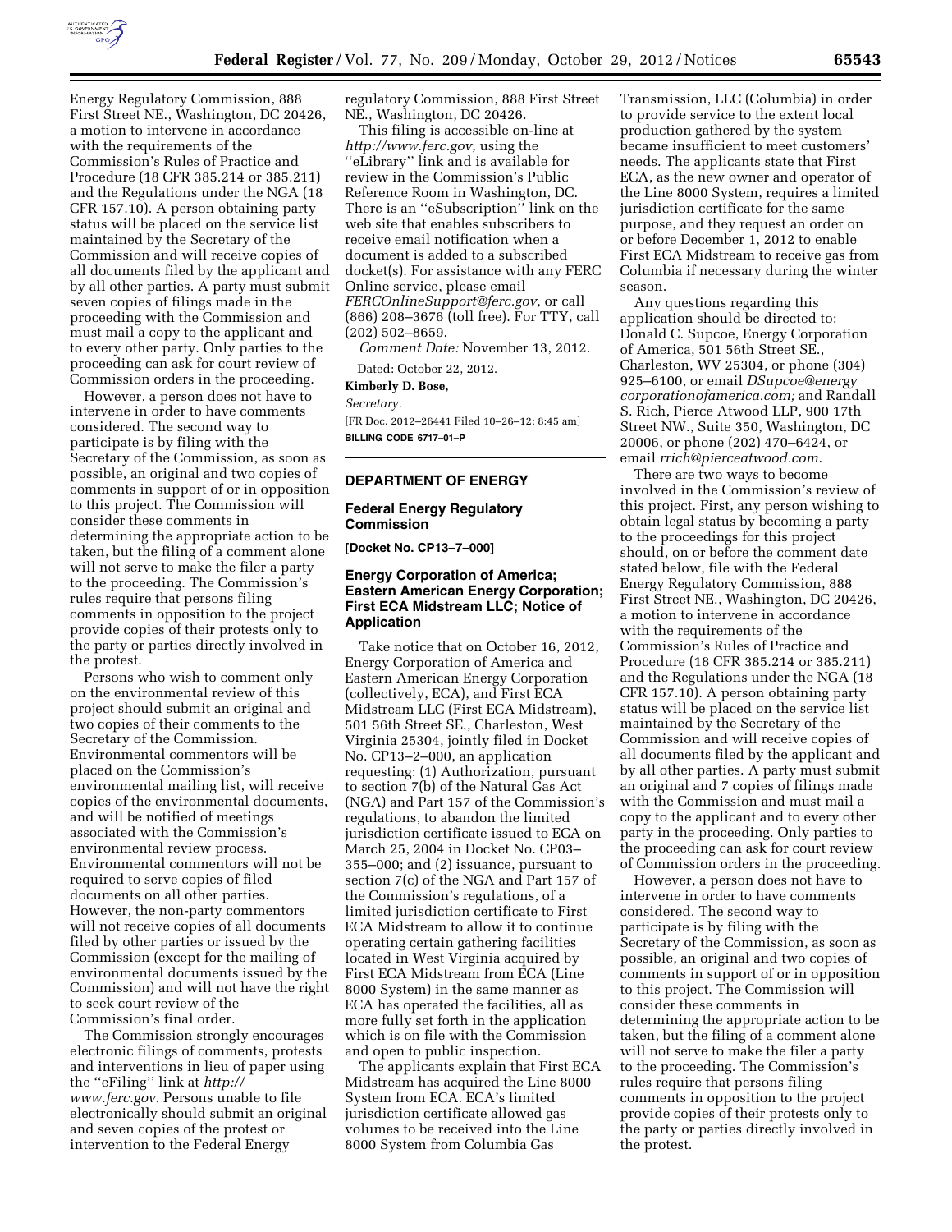Energy Regulatory Commission, 888 First Street NE., Washington, DC 20426, a motion to intervene in accordance with the requirements of the Commission's Rules of Practice and Procedure (18 CFR 385.214 or 385.211) and the Regulations under the NGA (18 CFR 157.10). A person obtaining party status will be placed on the service list maintained by the Secretary of the Commission and will receive copies of all documents filed by the applicant and by all other parties. A party must submit seven copies of filings made in the proceeding with the Commission and must mail a copy to the applicant and to every other party. Only parties to the proceeding can ask for court review of Commission orders in the proceeding.

However, a person does not have to intervene in order to have comments considered. The second way to participate is by filing with the Secretary of the Commission, as soon as possible, an original and two copies of comments in support of or in opposition to this project. The Commission will consider these comments in determining the appropriate action to be taken, but the filing of a comment alone will not serve to make the filer a party to the proceeding. The Commission's rules require that persons filing comments in opposition to the project provide copies of their protests only to the party or parties directly involved in the protest.

Persons who wish to comment only on the environmental review of this project should submit an original and two copies of their comments to the Secretary of the Commission. Environmental commentors will be placed on the Commission's environmental mailing list, will receive copies of the environmental documents, and will be notified of meetings associated with the Commission's environmental review process. Environmental commentors will not be required to serve copies of filed documents on all other parties. However, the non-party commentors will not receive copies of all documents filed by other parties or issued by the Commission (except for the mailing of environmental documents issued by the Commission) and will not have the right to seek court review of the Commission's final order.

The Commission strongly encourages electronic filings of comments, protests and interventions in lieu of paper using the ''eFiling'' link at *http://www.ferc.gov.* Persons unable to file electronically should submit an original and seven copies of the protest or intervention to the Federal Energy regulatory Commission, 888 First Street NE., Washington, DC 20426.

This filing is accessible on-line at *http://www.ferc.gov,* using the ''eLibrary'' link and is available for review in the Commission's Public Reference Room in Washington, DC. There is an ''eSubscription'' link on the web site that enables subscribers to receive email notification when a document is added to a subscribed docket(s). For assistance with any FERC Online service, please email *FERCOnlineSupport@ferc.gov,* or call (866) 208–3676 (toll free). For TTY, call (202) 502–8659.

*Comment Date:* November 13, 2012.

Dated: October 22, 2012.

**Kimberly D. Bose,**

*Secretary.*

[FR Doc. 2012–26441 Filed 10–26–12; 8:45 am]

**BILLING CODE 6717–01–P**

## DEPARTMENT OF ENERGY

### Federal Energy Regulatory Commission

**[Docket No. CP13–7–000]**

### Energy Corporation of America; Eastern American Energy Corporation; First ECA Midstream LLC; Notice of Application

Take notice that on October 16, 2012, Energy Corporation of America and Eastern American Energy Corporation (collectively, ECA), and First ECA Midstream LLC (First ECA Midstream), 501 56th Street SE., Charleston, West Virginia 25304, jointly filed in Docket No. CP13–2–000, an application requesting: (1) Authorization, pursuant to section 7(b) of the Natural Gas Act (NGA) and Part 157 of the Commission's regulations, to abandon the limited jurisdiction certificate issued to ECA on March 25, 2004 in Docket No. CP03–355–000; and (2) issuance, pursuant to section 7(c) of the NGA and Part 157 of the Commission's regulations, of a limited jurisdiction certificate to First ECA Midstream to allow it to continue operating certain gathering facilities located in West Virginia acquired by First ECA Midstream from ECA (Line 8000 System) in the same manner as ECA has operated the facilities, all as more fully set forth in the application which is on file with the Commission and open to public inspection.

The applicants explain that First ECA Midstream has acquired the Line 8000 System from ECA. ECA's limited jurisdiction certificate allowed gas volumes to be received into the Line 8000 System from Columbia Gas Transmission, LLC (Columbia) in order to provide service to the extent local production gathered by the system became insufficient to meet customers' needs. The applicants state that First ECA, as the new owner and operator of the Line 8000 System, requires a limited jurisdiction certificate for the same purpose, and they request an order on or before December 1, 2012 to enable First ECA Midstream to receive gas from Columbia if necessary during the winter season.

Any questions regarding this application should be directed to: Donald C. Supcoe, Energy Corporation of America, 501 56th Street SE., Charleston, WV 25304, or phone (304) 925–6100, or email *DSupcoe@energycorporationofamerica.com;* and Randall S. Rich, Pierce Atwood LLP, 900 17th Street NW., Suite 350, Washington, DC 20006, or phone (202) 470–6424, or email *rrich@pierceatwood.com.*

There are two ways to become involved in the Commission's review of this project. First, any person wishing to obtain legal status by becoming a party to the proceedings for this project should, on or before the comment date stated below, file with the Federal Energy Regulatory Commission, 888 First Street NE., Washington, DC 20426, a motion to intervene in accordance with the requirements of the Commission's Rules of Practice and Procedure (18 CFR 385.214 or 385.211) and the Regulations under the NGA (18 CFR 157.10). A person obtaining party status will be placed on the service list maintained by the Secretary of the Commission and will receive copies of all documents filed by the applicant and by all other parties. A party must submit an original and 7 copies of filings made with the Commission and must mail a copy to the applicant and to every other party in the proceeding. Only parties to the proceeding can ask for court review of Commission orders in the proceeding.

However, a person does not have to intervene in order to have comments considered. The second way to participate is by filing with the Secretary of the Commission, as soon as possible, an original and two copies of comments in support of or in opposition to this project. The Commission will consider these comments in determining the appropriate action to be taken, but the filing of a comment alone will not serve to make the filer a party to the proceeding. The Commission's rules require that persons filing comments in opposition to the project provide copies of their protests only to the party or parties directly involved in the protest.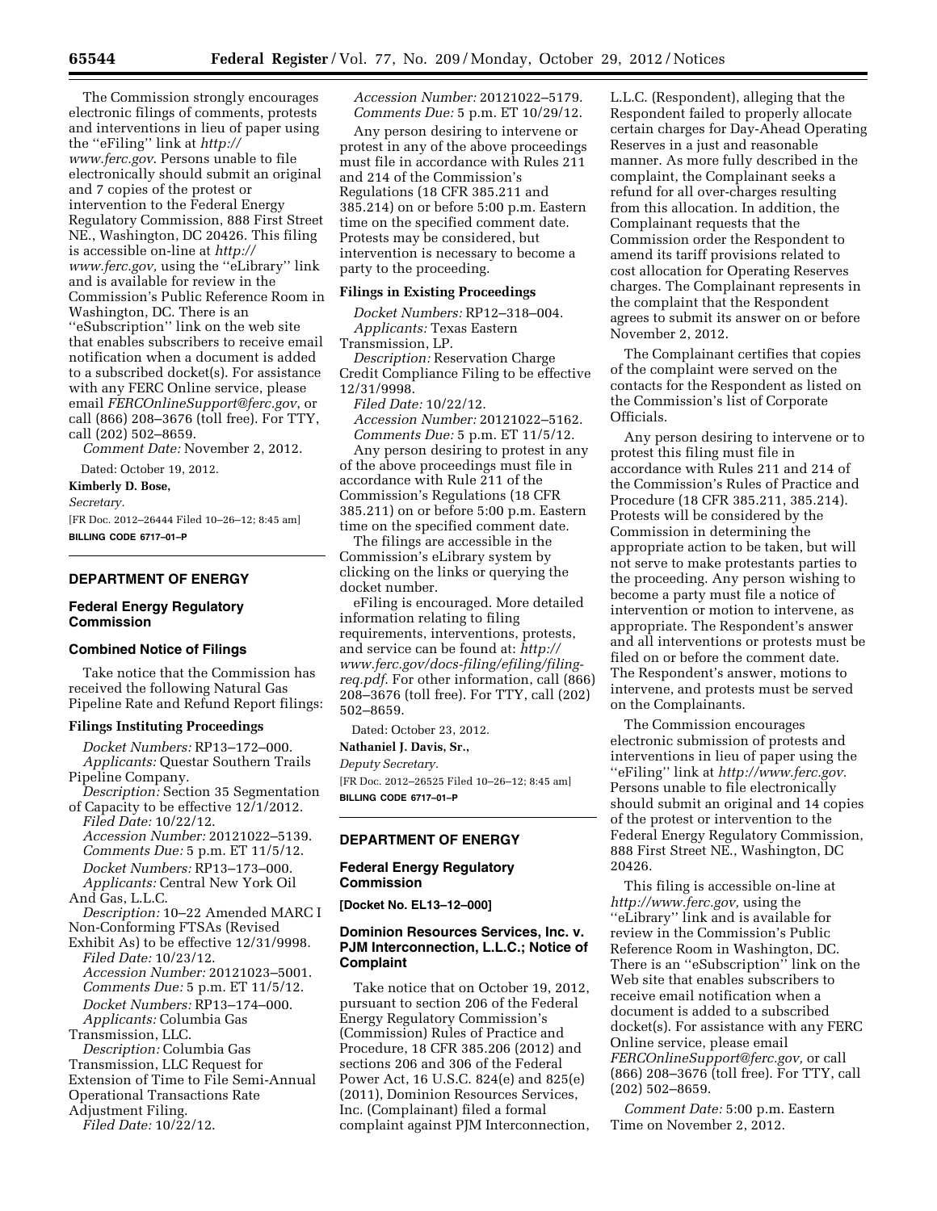The Commission strongly encourages electronic filings of comments, protests and interventions in lieu of paper using the ''eFiling'' link at *http://www.ferc.gov*. Persons unable to file electronically should submit an original and 7 copies of the protest or intervention to the Federal Energy Regulatory Commission, 888 First Street NE., Washington, DC 20426. This filing is accessible on-line at *http://www.ferc.gov,* using the ''eLibrary'' link and is available for review in the Commission's Public Reference Room in Washington, DC. There is an ''eSubscription'' link on the web site that enables subscribers to receive email notification when a document is added to a subscribed docket(s). For assistance with any FERC Online service, please email *FERCOnlineSupport@ferc.gov*, or call (866) 208–3676 (toll free). For TTY, call (202) 502–8659.

*Comment Date:* November 2, 2012.

Dated: October 19, 2012.

**Kimberly D. Bose,**

*Secretary.*

[FR Doc. 2012–26444 Filed 10–26–12; 8:45 am]

**BILLING CODE 6717–01–P**

## DEPARTMENT OF ENERGY

### Federal Energy Regulatory Commission

### Combined Notice of Filings

Take notice that the Commission has received the following Natural Gas Pipeline Rate and Refund Report filings:

#### Filings Instituting Proceedings

*Docket Numbers:* RP13–172–000.
*Applicants:* Questar Southern Trails Pipeline Company.
*Description:* Section 35 Segmentation of Capacity to be effective 12/1/2012.
*Filed Date:* 10/22/12.
*Accession Number:* 20121022–5139.
*Comments Due:* 5 p.m. ET 11/5/12.

*Docket Numbers:* RP13–173–000.
*Applicants:* Central New York Oil And Gas, L.L.C.
*Description:* 10–22 Amended MARC I Non-Conforming FTSAs (Revised Exhibit As) to be effective 12/31/9998.
*Filed Date:* 10/23/12.
*Accession Number:* 20121023–5001.
*Comments Due:* 5 p.m. ET 11/5/12.

*Docket Numbers:* RP13–174–000.
*Applicants:* Columbia Gas Transmission, LLC.
*Description:* Columbia Gas Transmission, LLC Request for Extension of Time to File Semi-Annual Operational Transactions Rate Adjustment Filing.
*Filed Date:* 10/22/12.
*Accession Number:* 20121022–5179.
*Comments Due:* 5 p.m. ET 10/29/12.

Any person desiring to intervene or protest in any of the above proceedings must file in accordance with Rules 211 and 214 of the Commission's Regulations (18 CFR 385.211 and 385.214) on or before 5:00 p.m. Eastern time on the specified comment date. Protests may be considered, but intervention is necessary to become a party to the proceeding.

#### Filings in Existing Proceedings

*Docket Numbers:* RP12–318–004.
*Applicants:* Texas Eastern Transmission, LP.
*Description:* Reservation Charge Credit Compliance Filing to be effective 12/31/9998.
*Filed Date:* 10/22/12.
*Accession Number:* 20121022–5162.
*Comments Due:* 5 p.m. ET 11/5/12.

Any person desiring to protest in any of the above proceedings must file in accordance with Rule 211 of the Commission's Regulations (18 CFR 385.211) on or before 5:00 p.m. Eastern time on the specified comment date.

The filings are accessible in the Commission's eLibrary system by clicking on the links or querying the docket number.

eFiling is encouraged. More detailed information relating to filing requirements, interventions, protests, and service can be found at: *http://www.ferc.gov/docs-filing/efiling/filing-req.pdf*. For other information, call (866) 208–3676 (toll free). For TTY, call (202) 502–8659.

Dated: October 23, 2012.

**Nathaniel J. Davis, Sr.,**

*Deputy Secretary.*

[FR Doc. 2012–26525 Filed 10–26–12; 8:45 am]

**BILLING CODE 6717–01–P**

## DEPARTMENT OF ENERGY

### Federal Energy Regulatory Commission

**[Docket No. EL13–12–000]**

### Dominion Resources Services, Inc. v. PJM Interconnection, L.L.C.; Notice of Complaint

Take notice that on October 19, 2012, pursuant to section 206 of the Federal Energy Regulatory Commission's (Commission) Rules of Practice and Procedure, 18 CFR 385.206 (2012) and sections 206 and 306 of the Federal Power Act, 16 U.S.C. 824(e) and 825(e) (2011), Dominion Resources Services, Inc. (Complainant) filed a formal complaint against PJM Interconnection, L.L.C. (Respondent), alleging that the Respondent failed to properly allocate certain charges for Day-Ahead Operating Reserves in a just and reasonable manner. As more fully described in the complaint, the Complainant seeks a refund for all over-charges resulting from this allocation. In addition, the Complainant requests that the Commission order the Respondent to amend its tariff provisions related to cost allocation for Operating Reserves charges. The Complainant represents in the complaint that the Respondent agrees to submit its answer on or before November 2, 2012.

The Complainant certifies that copies of the complaint were served on the contacts for the Respondent as listed on the Commission's list of Corporate Officials.

Any person desiring to intervene or to protest this filing must file in accordance with Rules 211 and 214 of the Commission's Rules of Practice and Procedure (18 CFR 385.211, 385.214). Protests will be considered by the Commission in determining the appropriate action to be taken, but will not serve to make protestants parties to the proceeding. Any person wishing to become a party must file a notice of intervention or motion to intervene, as appropriate. The Respondent's answer and all interventions or protests must be filed on or before the comment date. The Respondent's answer, motions to intervene, and protests must be served on the Complainants.

The Commission encourages electronic submission of protests and interventions in lieu of paper using the ''eFiling'' link at *http://www.ferc.gov.* Persons unable to file electronically should submit an original and 14 copies of the protest or intervention to the Federal Energy Regulatory Commission, 888 First Street NE., Washington, DC 20426.

This filing is accessible on-line at *http://www.ferc.gov,* using the ''eLibrary'' link and is available for review in the Commission's Public Reference Room in Washington, DC. There is an ''eSubscription'' link on the Web site that enables subscribers to receive email notification when a document is added to a subscribed docket(s). For assistance with any FERC Online service, please email *FERCOnlineSupport@ferc.gov,* or call (866) 208–3676 (toll free). For TTY, call (202) 502–8659.

*Comment Date:* 5:00 p.m. Eastern Time on November 2, 2012.